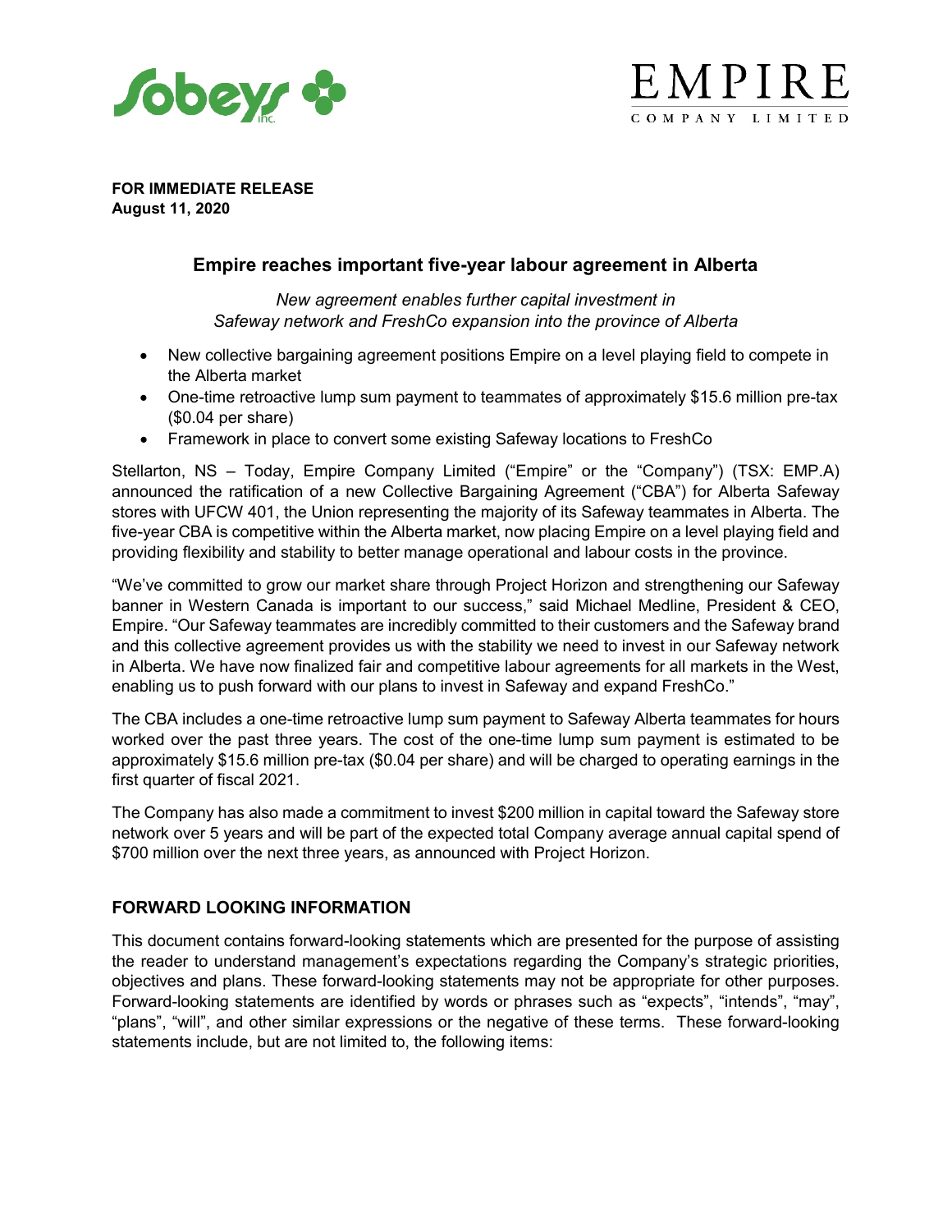**FOR IMMEDIATE RELEASE**
**August 11, 2020**

# Empire reaches important five-year labour agreement in Alberta

*New agreement enables further capital investment in Safeway network and FreshCo expansion into the province of Alberta*

- New collective bargaining agreement positions Empire on a level playing field to compete in the Alberta market
- One-time retroactive lump sum payment to teammates of approximately $15.6 million pre-tax ($0.04 per share)
- Framework in place to convert some existing Safeway locations to FreshCo

Stellarton, NS – Today, Empire Company Limited ("Empire" or the "Company") (TSX: EMP.A) announced the ratification of a new Collective Bargaining Agreement ("CBA") for Alberta Safeway stores with UFCW 401, the Union representing the majority of its Safeway teammates in Alberta. The five-year CBA is competitive within the Alberta market, now placing Empire on a level playing field and providing flexibility and stability to better manage operational and labour costs in the province.

"We've committed to grow our market share through Project Horizon and strengthening our Safeway banner in Western Canada is important to our success," said Michael Medline, President & CEO, Empire. "Our Safeway teammates are incredibly committed to their customers and the Safeway brand and this collective agreement provides us with the stability we need to invest in our Safeway network in Alberta. We have now finalized fair and competitive labour agreements for all markets in the West, enabling us to push forward with our plans to invest in Safeway and expand FreshCo."

The CBA includes a one-time retroactive lump sum payment to Safeway Alberta teammates for hours worked over the past three years. The cost of the one-time lump sum payment is estimated to be approximately $15.6 million pre-tax ($0.04 per share) and will be charged to operating earnings in the first quarter of fiscal 2021.

The Company has also made a commitment to invest $200 million in capital toward the Safeway store network over 5 years and will be part of the expected total Company average annual capital spend of $700 million over the next three years, as announced with Project Horizon.

## FORWARD LOOKING INFORMATION

This document contains forward-looking statements which are presented for the purpose of assisting the reader to understand management's expectations regarding the Company's strategic priorities, objectives and plans. These forward-looking statements may not be appropriate for other purposes. Forward-looking statements are identified by words or phrases such as "expects", "intends", "may", "plans", "will", and other similar expressions or the negative of these terms. These forward-looking statements include, but are not limited to, the following items: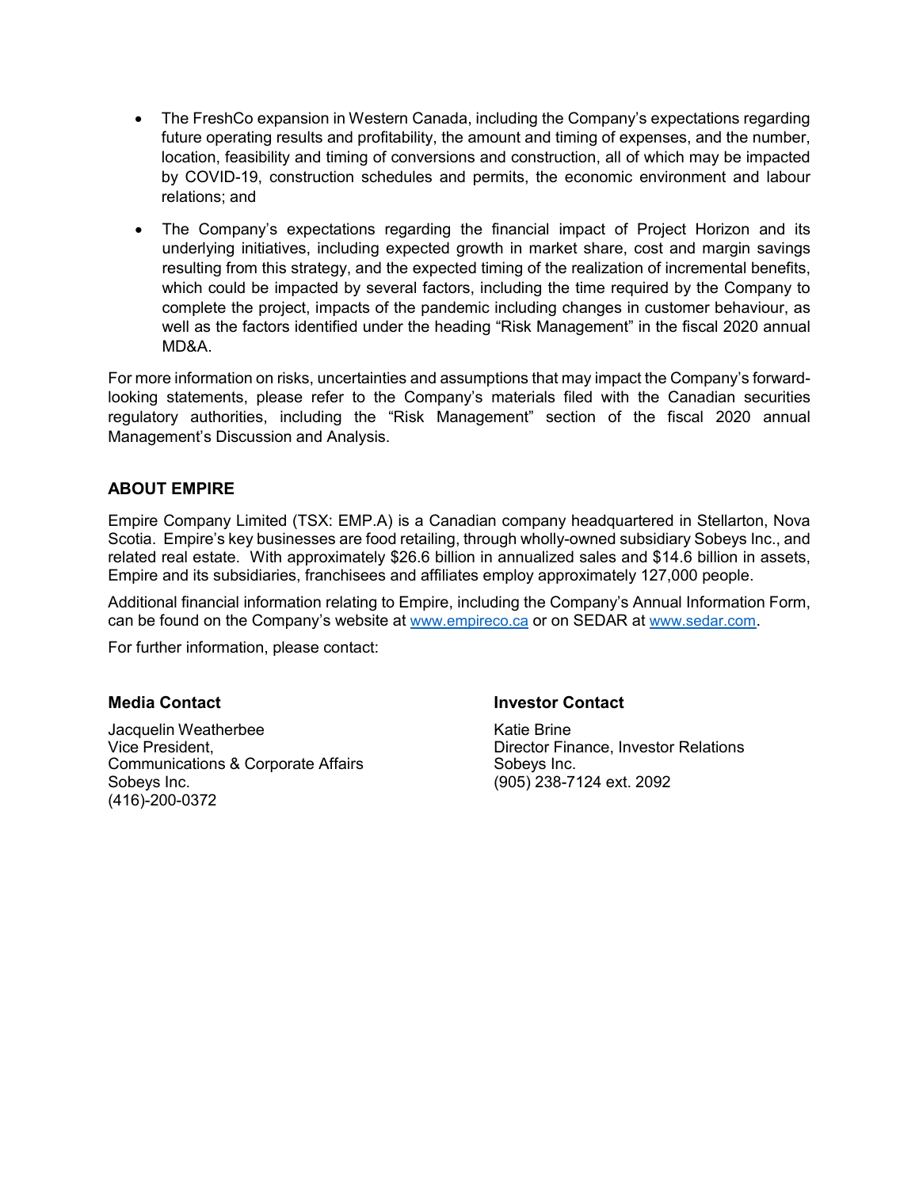- The FreshCo expansion in Western Canada, including the Company's expectations regarding future operating results and profitability, the amount and timing of expenses, and the number, location, feasibility and timing of conversions and construction, all of which may be impacted by COVID-19, construction schedules and permits, the economic environment and labour relations; and
- The Company's expectations regarding the financial impact of Project Horizon and its underlying initiatives, including expected growth in market share, cost and margin savings resulting from this strategy, and the expected timing of the realization of incremental benefits, which could be impacted by several factors, including the time required by the Company to complete the project, impacts of the pandemic including changes in customer behaviour, as well as the factors identified under the heading "Risk Management" in the fiscal 2020 annual MD&A.

For more information on risks, uncertainties and assumptions that may impact the Company's forward-looking statements, please refer to the Company's materials filed with the Canadian securities regulatory authorities, including the "Risk Management" section of the fiscal 2020 annual Management's Discussion and Analysis.

## ABOUT EMPIRE

Empire Company Limited (TSX: EMP.A) is a Canadian company headquartered in Stellarton, Nova Scotia. Empire's key businesses are food retailing, through wholly-owned subsidiary Sobeys Inc., and related real estate. With approximately $26.6 billion in annualized sales and $14.6 billion in assets, Empire and its subsidiaries, franchisees and affiliates employ approximately 127,000 people.

Additional financial information relating to Empire, including the Company's Annual Information Form, can be found on the Company's website at www.empireco.ca or on SEDAR at www.sedar.com.

For further information, please contact:

**Media Contact**

Jacquelin Weatherbee
Vice President,
Communications & Corporate Affairs
Sobeys Inc.
(416)-200-0372

**Investor Contact**

Katie Brine
Director Finance, Investor Relations
Sobeys Inc.
(905) 238-7124 ext. 2092